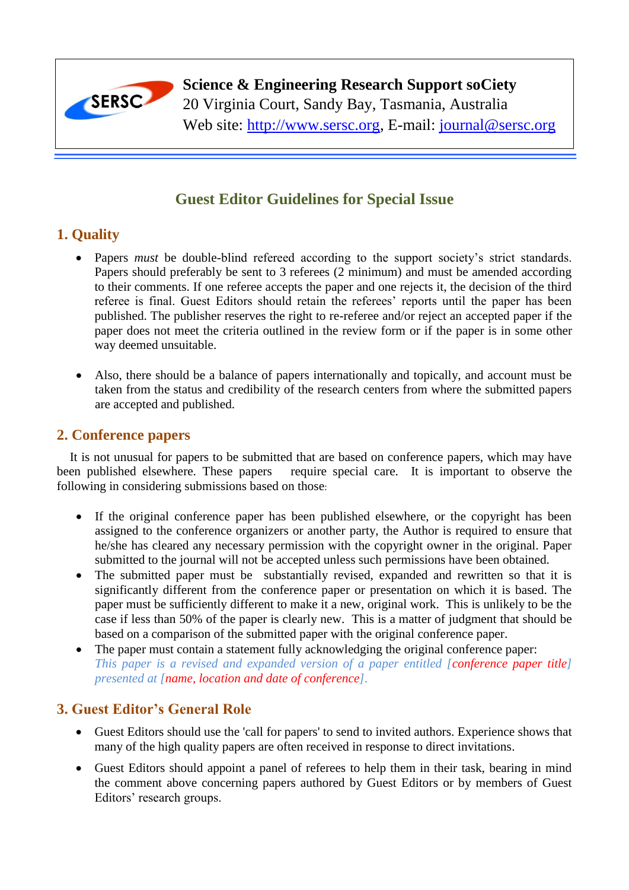**Science & Engineering Research Support soCiety**
20 Virginia Court, Sandy Bay, Tasmania, Australia
Web site: http://www.sersc.org, E-mail: journal@sersc.org

# Guest Editor Guidelines for Special Issue

## 1. Quality

- Papers *must* be double-blind refereed according to the support society's strict standards. Papers should preferably be sent to 3 referees (2 minimum) and must be amended according to their comments. If one referee accepts the paper and one rejects it, the decision of the third referee is final. Guest Editors should retain the referees' reports until the paper has been published. The publisher reserves the right to re-referee and/or reject an accepted paper if the paper does not meet the criteria outlined in the review form or if the paper is in some other way deemed unsuitable.

- Also, there should be a balance of papers internationally and topically, and account must be taken from the status and credibility of the research centers from where the submitted papers are accepted and published.

## 2. Conference papers

It is not unusual for papers to be submitted that are based on conference papers, which may have been published elsewhere. These papers require special care. It is important to observe the following in considering submissions based on those:

- If the original conference paper has been published elsewhere, or the copyright has been assigned to the conference organizers or another party, the Author is required to ensure that he/she has cleared any necessary permission with the copyright owner in the original. Paper submitted to the journal will not be accepted unless such permissions have been obtained.
- The submitted paper must be substantially revised, expanded and rewritten so that it is significantly different from the conference paper or presentation on which it is based. The paper must be sufficiently different to make it a new, original work. This is unlikely to be the case if less than 50% of the paper is clearly new. This is a matter of judgment that should be based on a comparison of the submitted paper with the original conference paper.
- The paper must contain a statement fully acknowledging the original conference paper: *This paper is a revised and expanded version of a paper entitled [conference paper title] presented at [name, location and date of conference].*

## 3. Guest Editor's General Role

- Guest Editors should use the 'call for papers' to send to invited authors. Experience shows that many of the high quality papers are often received in response to direct invitations.

- Guest Editors should appoint a panel of referees to help them in their task, bearing in mind the comment above concerning papers authored by Guest Editors or by members of Guest Editors' research groups.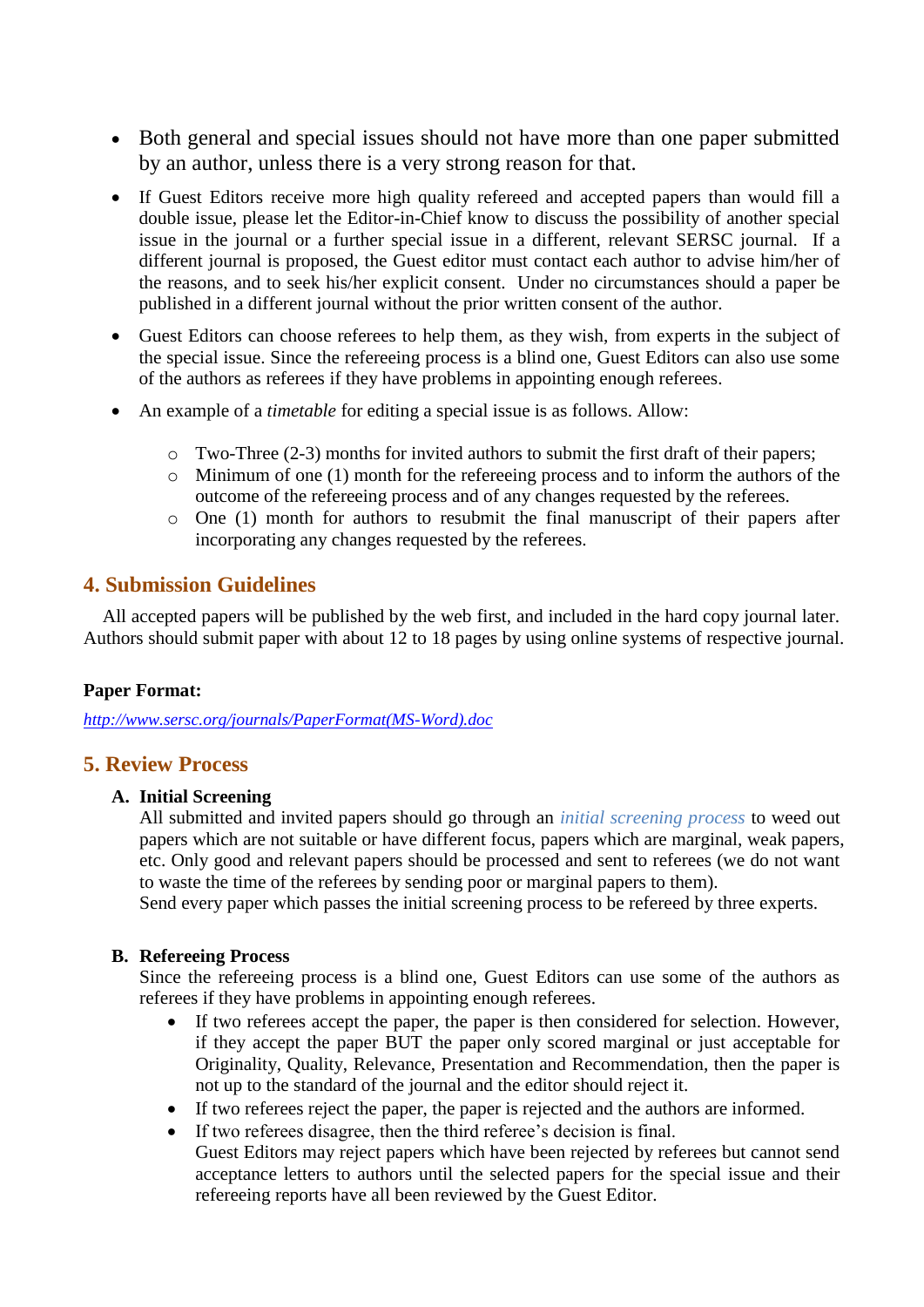- Both general and special issues should not have more than one paper submitted by an author, unless there is a very strong reason for that.
- If Guest Editors receive more high quality refereed and accepted papers than would fill a double issue, please let the Editor-in-Chief know to discuss the possibility of another special issue in the journal or a further special issue in a different, relevant SERSC journal. If a different journal is proposed, the Guest editor must contact each author to advise him/her of the reasons, and to seek his/her explicit consent. Under no circumstances should a paper be published in a different journal without the prior written consent of the author.
- Guest Editors can choose referees to help them, as they wish, from experts in the subject of the special issue. Since the refereeing process is a blind one, Guest Editors can also use some of the authors as referees if they have problems in appointing enough referees.
- An example of a *timetable* for editing a special issue is as follows. Allow:
  - Two-Three (2-3) months for invited authors to submit the first draft of their papers;
  - Minimum of one (1) month for the refereeing process and to inform the authors of the outcome of the refereeing process and of any changes requested by the referees.
  - One (1) month for authors to resubmit the final manuscript of their papers after incorporating any changes requested by the referees.

## 4. Submission Guidelines

All accepted papers will be published by the web first, and included in the hard copy journal later. Authors should submit paper with about 12 to 18 pages by using online systems of respective journal.

**Paper Format:**

*http://www.sersc.org/journals/PaperFormat(MS-Word).doc*

## 5. Review Process

**A. Initial Screening**

All submitted and invited papers should go through an *initial screening process* to weed out papers which are not suitable or have different focus, papers which are marginal, weak papers, etc. Only good and relevant papers should be processed and sent to referees (we do not want to waste the time of the referees by sending poor or marginal papers to them).
Send every paper which passes the initial screening process to be refereed by three experts.

**B. Refereeing Process**

Since the refereeing process is a blind one, Guest Editors can use some of the authors as referees if they have problems in appointing enough referees.

- If two referees accept the paper, the paper is then considered for selection. However, if they accept the paper BUT the paper only scored marginal or just acceptable for Originality, Quality, Relevance, Presentation and Recommendation, then the paper is not up to the standard of the journal and the editor should reject it.
- If two referees reject the paper, the paper is rejected and the authors are informed.
- If two referees disagree, then the third referee's decision is final.
  Guest Editors may reject papers which have been rejected by referees but cannot send acceptance letters to authors until the selected papers for the special issue and their refereeing reports have all been reviewed by the Guest Editor.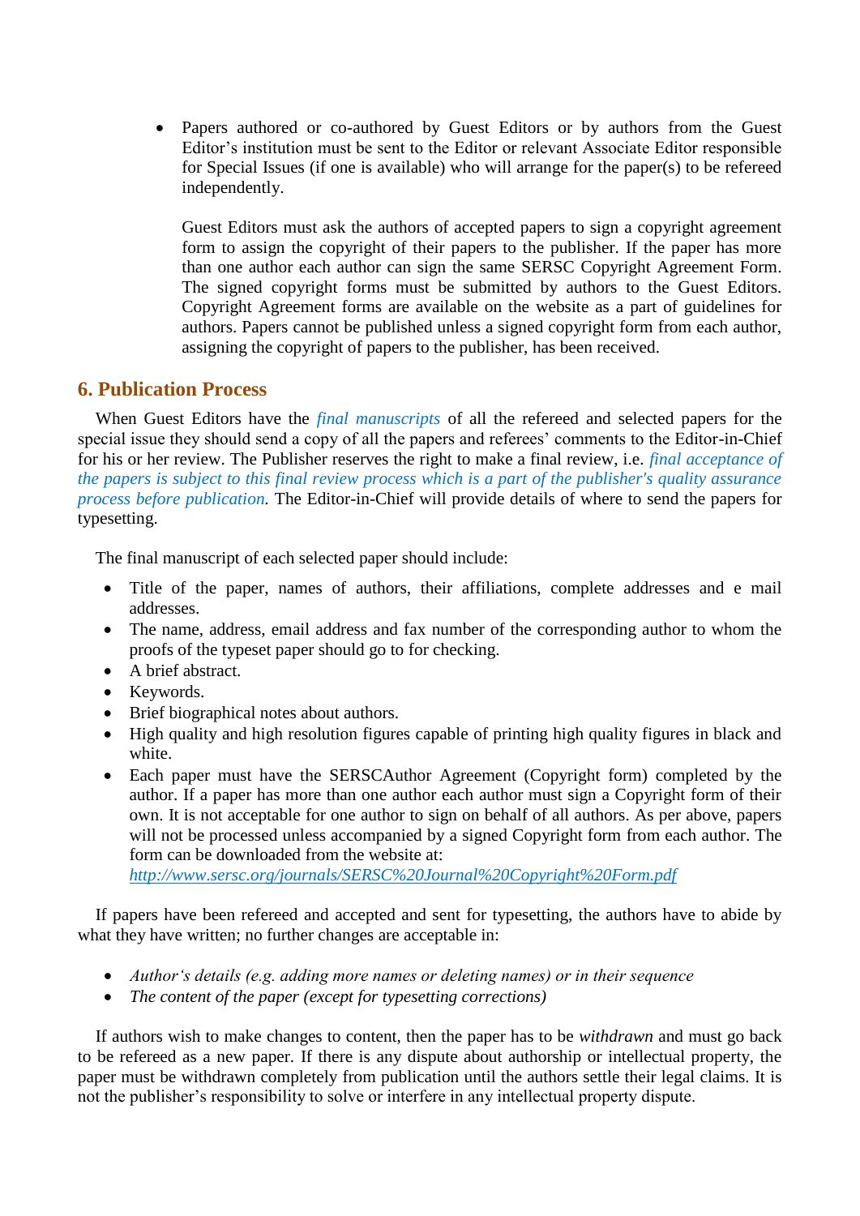- Papers authored or co-authored by Guest Editors or by authors from the Guest Editor's institution must be sent to the Editor or relevant Associate Editor responsible for Special Issues (if one is available) who will arrange for the paper(s) to be refereed independently.

  Guest Editors must ask the authors of accepted papers to sign a copyright agreement form to assign the copyright of their papers to the publisher. If the paper has more than one author each author can sign the same SERSC Copyright Agreement Form. The signed copyright forms must be submitted by authors to the Guest Editors. Copyright Agreement forms are available on the website as a part of guidelines for authors. Papers cannot be published unless a signed copyright form from each author, assigning the copyright of papers to the publisher, has been received.

## 6. Publication Process

When Guest Editors have the *final manuscripts* of all the refereed and selected papers for the special issue they should send a copy of all the papers and referees' comments to the Editor-in-Chief for his or her review. The Publisher reserves the right to make a final review, i.e. *final acceptance of the papers is subject to this final review process which is a part of the publisher's quality assurance process before publication*. The Editor-in-Chief will provide details of where to send the papers for typesetting.

The final manuscript of each selected paper should include:

- Title of the paper, names of authors, their affiliations, complete addresses and e mail addresses.
- The name, address, email address and fax number of the corresponding author to whom the proofs of the typeset paper should go to for checking.
- A brief abstract.
- Keywords.
- Brief biographical notes about authors.
- High quality and high resolution figures capable of printing high quality figures in black and white.
- Each paper must have the SERSCAuthor Agreement (Copyright form) completed by the author. If a paper has more than one author each author must sign a Copyright form of their own. It is not acceptable for one author to sign on behalf of all authors. As per above, papers will not be processed unless accompanied by a signed Copyright form from each author. The form can be downloaded from the website at: http://www.sersc.org/journals/SERSC%20Journal%20Copyright%20Form.pdf

If papers have been refereed and accepted and sent for typesetting, the authors have to abide by what they have written; no further changes are acceptable in:

- *Author's details (e.g. adding more names or deleting names) or in their sequence*
- *The content of the paper (except for typesetting corrections)*

If authors wish to make changes to content, then the paper has to be *withdrawn* and must go back to be refereed as a new paper. If there is any dispute about authorship or intellectual property, the paper must be withdrawn completely from publication until the authors settle their legal claims. It is not the publisher's responsibility to solve or interfere in any intellectual property dispute.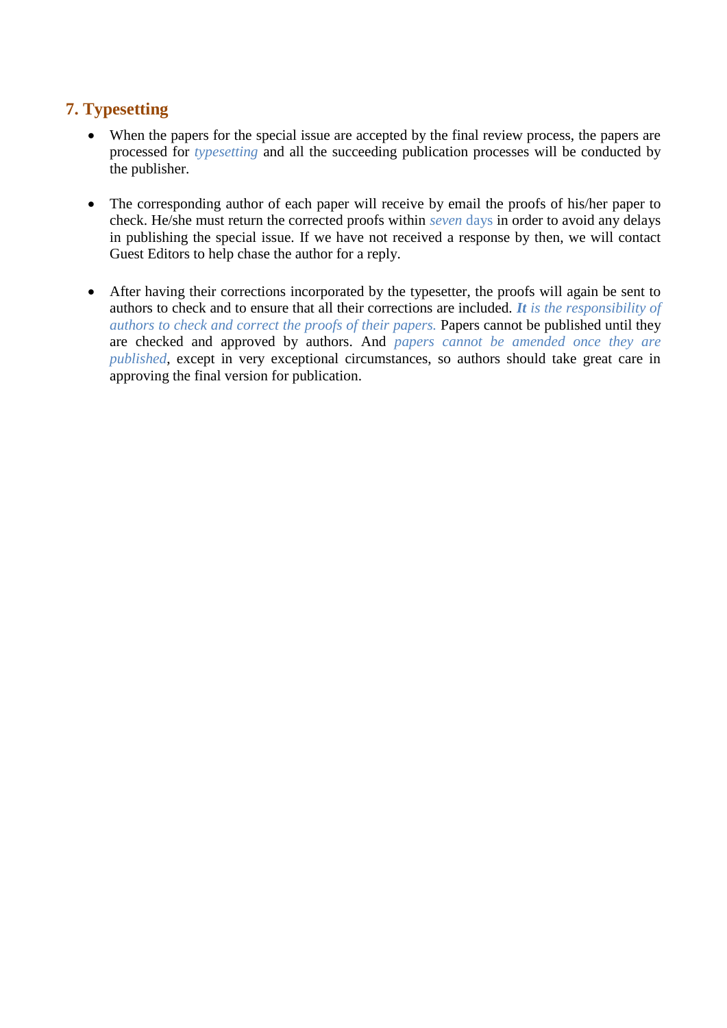## 7. Typesetting

- When the papers for the special issue are accepted by the final review process, the papers are processed for *typesetting* and all the succeeding publication processes will be conducted by the publisher.

- The corresponding author of each paper will receive by email the proofs of his/her paper to check. He/she must return the corrected proofs within *seven* days in order to avoid any delays in publishing the special issue. If we have not received a response by then, we will contact Guest Editors to help chase the author for a reply.

- After having their corrections incorporated by the typesetter, the proofs will again be sent to authors to check and to ensure that all their corrections are included. ***It** is the responsibility of authors to check and correct the proofs of their papers.* Papers cannot be published until they are checked and approved by authors. And *papers cannot be amended once they are published*, except in very exceptional circumstances, so authors should take great care in approving the final version for publication.